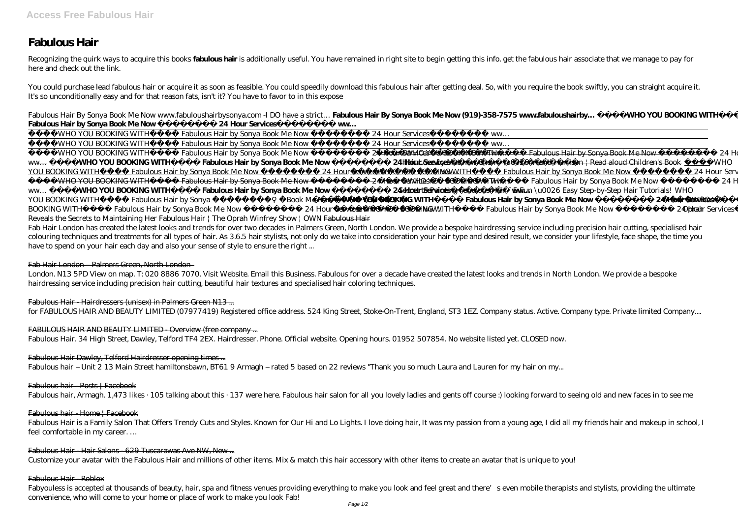# Fabulous Hair

Recognizing the quirk ways to acquire this books **fabulous hair** is additionally useful. You have remained in right site to begin getting this info. get the fabulous hair associate that we manage to pay for here and check out the link.

You could purchase lead fabulous hair or acquire it as soon as feasible. You could speedily download this fabulous hair after getting deal. So, with you require the book swiftly, you can straight acquire it. It's so unconditionally easy and for that reason fats, isn't it? You have to favor to in this expose

*Fabulous Hair By Sonya Book Me Now www.fabuloushairbysonya.com -I DO have a strict…* **Fabulous Hair By Sonya Book Me Now (919)-358-7575 www.fabuloushairby…** **WHO YOU BOOKING WITH Fabulous Hair by Sonya Book Me Now 24 Hour Services ww…**

WHO YOU BOOKING WITH Fabulous Hair by Sonya Book Me Now 24 Hour Services ww…

WHO YOU BOOKING WITH Fabulous Hair by Sonya Book Me Now 24 Hour Services ww…

WHO YOU BOOKING WITH Fabulous Hair by Sonya Book Me Now 24 Hour Services WHO YOU BOOKING WITH Fabulous Hair by Sonya Book Me Now 24 Hour Services ww… **WHO YOU BOOKING WITH Fabulous Hair by Sonya Book Me Now 24 Hour Services** Hair Love by Matthew Cherry \u0026 Vashti Harrison | Read aloud Children's Book WHO YOU BOOKING WITH Fabulous Hair by Sonya Book Me Now 24 Hour Services WHO YOU BOOKING WITH Fabulous Hair by Sonya Book Me Now 24 Hour Services WHO YOU BOOKING WITH Fabulous Hair by Sonya Book Me Now 24 Hour Services WHO YOU BOOKING WITH Fabulous Hair by Sonya Book Me Now 24 Hour Services ww… **WHO YOU BOOKING WITH Fabulous Hair by Sonya Book Me Now 24 Hour Services ww…** *Secrets to Fabulous Hair - Fun \u0026 Easy Step-by-Step Hair Tutorials! WHO YOU BOOKING WITH Fabulous Hair by Sonya Book Me Now* **WHO YOU BOOKING WITH Fabulous Hair by Sonya Book Me Now 24 Hour Services** *WHO YOU BOOKING WITH Fabulous Hair by Sonya Book Me Now 24 Hour Services WHO YOU BOOKING WITH Fabulous Hair by Sonya Book Me Now 24 Hour Services Oprah Reveals the Secrets to Maintaining Her Fabulous Hair | The Oprah Winfrey Show | OWN* Fabulous Hair

Fab Hair London has created the latest looks and trends for over two decades in Palmers Green, North London. We provide a bespoke hairdressing service including precision hair cutting, specialised hair colouring techniques and treatments for all types of hair. As 3.6.5 hair stylists, not only do we take into consideration your hair type and desired result, we consider your lifestyle, face shape, the time you have to spend on your hair each day and also your sense of style to ensure the right ...

Fab Hair London – Palmers Green, North London

London. N13 5PD View on map. T: 020 8886 7070. Visit Website. Email this Business. Fabulous for over a decade have created the latest looks and trends in North London. We provide a bespoke hairdressing service including precision hair cutting, beautiful hair textures and specialised hair coloring techniques.

Fabulous Hair - Hairdressers (unisex) in Palmers Green N13 ...

for FABULOUS HAIR AND BEAUTY LIMITED (07977419) Registered office address. 524 King Street, Stoke-On-Trent, England, ST3 1EZ. Company status. Active. Company type. Private limited Company....

FABULOUS HAIR AND BEAUTY LIMITED - Overview (free company ...

Fabulous Hair. 34 High Street, Dawley, Telford TF4 2EX. Hairdresser. Phone. Official website. Opening hours. 01952 507854. No website listed yet. CLOSED now.

Fabulous Hair Dawley, Telford Hairdresser opening times ...

Fabulous hair – Unit 2 13 Main Street hamiltonsbawn, BT61 9 Armagh – rated 5 based on 22 reviews "Thank you so much Laura and Lauren for my hair on my...

Fabulous hair - Posts | Facebook

Fabulous hair, Armagh. 1,473 likes · 105 talking about this · 137 were here. Fabulous hair salon for all you lovely ladies and gents off course :) looking forward to seeing old and new faces in to see me

Fabulous hair - Home | Facebook

Fabulous Hair is a Family Salon That Offers Trendy Cuts and Styles. Known for Our Hi and Lo Lights. I love doing hair, It was my passion from a young age, I did all my friends hair and makeup in school, I feel comfortable in my career. …

Fabulous Hair - Hair Salons - 629 Tuscarawas Ave NW, New ...

Customize your avatar with the Fabulous Hair and millions of other items. Mix & match this hair accessory with other items to create an avatar that is unique to you!

Fabulous Hair - Roblox

Fabyouless is accepted at thousands of beauty, hair, spa and fitness venues providing everything to make you look and feel great and there's even mobile therapists and stylists, providing the ultimate convenience, who will come to your home or place of work to make you look Fab!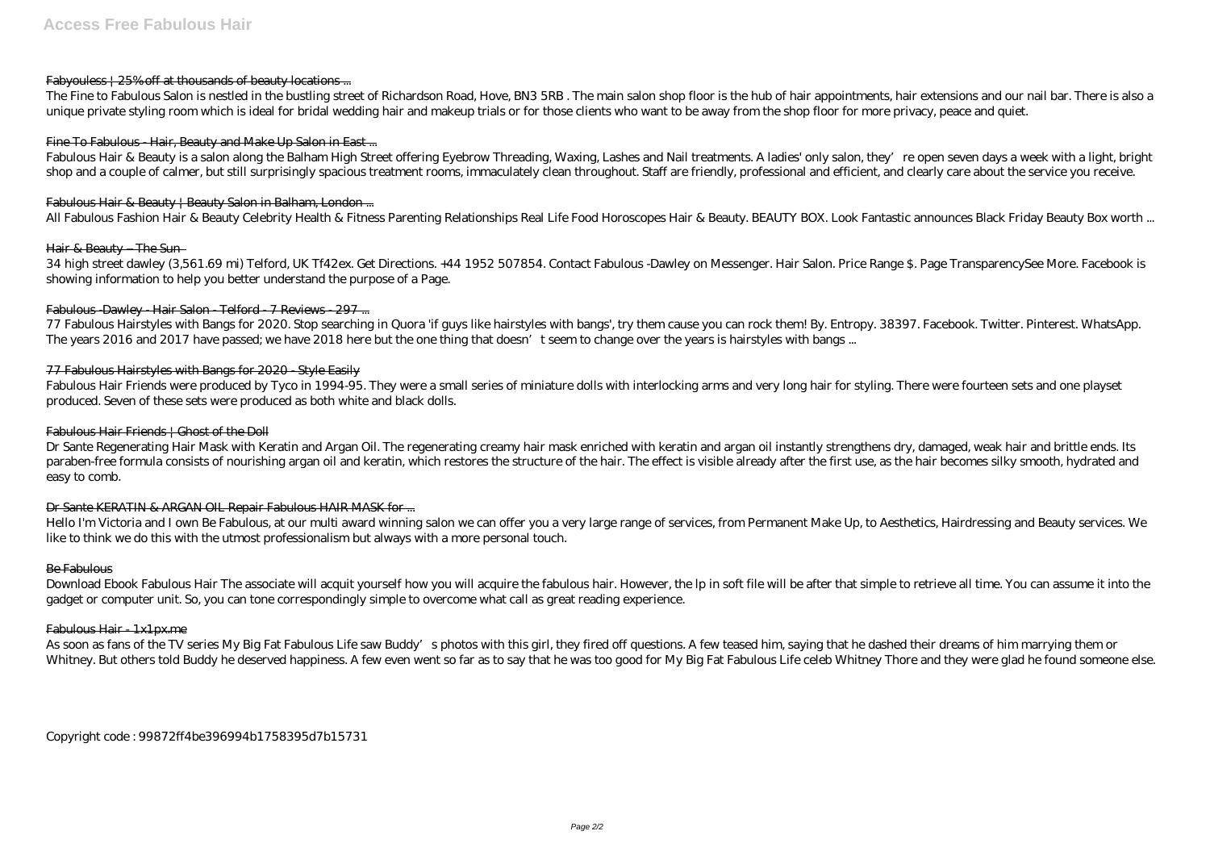Fabyouless | 25% off at thousands of beauty locations ...

The Fine to Fabulous Salon is nestled in the bustling street of Richardson Road, Hove, BN3 5RB . The main salon shop floor is the hub of hair appointments, hair extensions and our nail bar. There is also a unique private styling room which is ideal for bridal wedding hair and makeup trials or for those clients who want to be away from the shop floor for more privacy, peace and quiet.

Fine To Fabulous - Hair, Beauty and Make Up Salon in East ...

Fabulous Hair & Beauty is a salon along the Balham High Street offering Eyebrow Threading, Waxing, Lashes and Nail treatments. A ladies' only salon, they're open seven days a week with a light, bright shop and a couple of calmer, but still surprisingly spacious treatment rooms, immaculately clean throughout. Staff are friendly, professional and efficient, and clearly care about the service you receive.

Fabulous Hair & Beauty | Beauty Salon in Balham, London ...

All Fabulous Fashion Hair & Beauty Celebrity Health & Fitness Parenting Relationships Real Life Food Horoscopes Hair & Beauty. BEAUTY BOX. Look Fantastic announces Black Friday Beauty Box worth ...

Hair & Beauty – The Sun

34 high street dawley (3,561.69 mi) Telford, UK Tf42ex. Get Directions. +44 1952 507854. Contact Fabulous -Dawley on Messenger. Hair Salon. Price Range $. Page TransparencySee More. Facebook is showing information to help you better understand the purpose of a Page.

Fabulous -Dawley - Hair Salon - Telford - 7 Reviews - 297 ...

77 Fabulous Hairstyles with Bangs for 2020. Stop searching in Quora 'if guys like hairstyles with bangs', try them cause you can rock them! By. Entropy. 38397. Facebook. Twitter. Pinterest. WhatsApp. The years 2016 and 2017 have passed; we have 2018 here but the one thing that doesn't seem to change over the years is hairstyles with bangs ...

77 Fabulous Hairstyles with Bangs for 2020 - Style Easily

Fabulous Hair Friends were produced by Tyco in 1994-95. They were a small series of miniature dolls with interlocking arms and very long hair for styling. There were fourteen sets and one playset produced. Seven of these sets were produced as both white and black dolls.

Fabulous Hair Friends | Ghost of the Doll

Dr Sante Regenerating Hair Mask with Keratin and Argan Oil. The regenerating creamy hair mask enriched with keratin and argan oil instantly strengthens dry, damaged, weak hair and brittle ends. Its paraben-free formula consists of nourishing argan oil and keratin, which restores the structure of the hair. The effect is visible already after the first use, as the hair becomes silky smooth, hydrated and easy to comb.

Dr Sante KERATIN & ARGAN OIL Repair Fabulous HAIR MASK for ...

Hello I'm Victoria and I own Be Fabulous, at our multi award winning salon we can offer you a very large range of services, from Permanent Make Up, to Aesthetics, Hairdressing and Beauty services. We like to think we do this with the utmost professionalism but always with a more personal touch.

Be Fabulous

Download Ebook Fabulous Hair The associate will acquit yourself how you will acquire the fabulous hair. However, the lp in soft file will be after that simple to retrieve all time. You can assume it into the gadget or computer unit. So, you can tone correspondingly simple to overcome what call as great reading experience.

Fabulous Hair - 1x1px.me

As soon as fans of the TV series My Big Fat Fabulous Life saw Buddy's photos with this girl, they fired off questions. A few teased him, saying that he dashed their dreams of him marrying them or Whitney. But others told Buddy he deserved happiness. A few even went so far as to say that he was too good for My Big Fat Fabulous Life celeb Whitney Thore and they were glad he found someone else.

Copyright code : 99872ff4be396994b1758395d7b15731